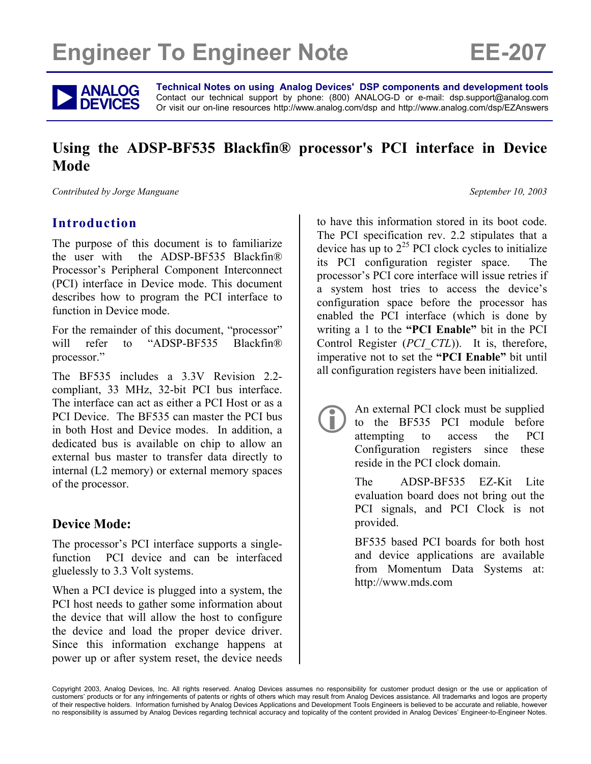# Engineer To Engineer Note EE-207

**Technical Notes on using Analog Devices' DSP components and development tools**
Contact our technical support by phone: (800) ANALOG-D or e-mail: dsp.support@analog.com
Or visit our on-line resources http://www.analog.com/dsp and http://www.analog.com/dsp/EZAnswers

## Using the ADSP-BF535 Blackfin® processor's PCI interface in Device Mode

*Contributed by Jorge Manguane* *September 10, 2003*

### Introduction

The purpose of this document is to familiarize the user with the ADSP-BF535 Blackfin® Processor's Peripheral Component Interconnect (PCI) interface in Device mode. This document describes how to program the PCI interface to function in Device mode.

For the remainder of this document, "processor" will refer to "ADSP-BF535 Blackfin® processor."

The BF535 includes a 3.3V Revision 2.2-compliant, 33 MHz, 32-bit PCI bus interface. The interface can act as either a PCI Host or as a PCI Device. The BF535 can master the PCI bus in both Host and Device modes. In addition, a dedicated bus is available on chip to allow an external bus master to transfer data directly to internal (L2 memory) or external memory spaces of the processor.

### Device Mode:

The processor's PCI interface supports a single-function PCI device and can be interfaced gluelessly to 3.3 Volt systems.

When a PCI device is plugged into a system, the PCI host needs to gather some information about the device that will allow the host to configure the device and load the proper device driver. Since this information exchange happens at power up or after system reset, the device needs to have this information stored in its boot code. The PCI specification rev. 2.2 stipulates that a device has up to $2^{25}$ PCI clock cycles to initialize its PCI configuration register space. The processor's PCI core interface will issue retries if a system host tries to access the device's configuration space before the processor has enabled the PCI interface (which is done by writing a 1 to the **"PCI Enable"** bit in the PCI Control Register (*PCI_CTL*)). It is, therefore, imperative not to set the **"PCI Enable"** bit until all configuration registers have been initialized.

An external PCI clock must be supplied to the BF535 PCI module before attempting to access the PCI Configuration registers since these reside in the PCI clock domain.

The ADSP-BF535 EZ-Kit Lite evaluation board does not bring out the PCI signals, and PCI Clock is not provided.

BF535 based PCI boards for both host and device applications are available from Momentum Data Systems at: http://www.mds.com

Copyright 2003, Analog Devices, Inc. All rights reserved. Analog Devices assumes no responsibility for customer product design or the use or application of customers' products or for any infringements of patents or rights of others which may result from Analog Devices assistance. All trademarks and logos are property of their respective holders. Information furnished by Analog Devices Applications and Development Tools Engineers is believed to be accurate and reliable, however no responsibility is assumed by Analog Devices regarding technical accuracy and topicality of the content provided in Analog Devices' Engineer-to-Engineer Notes.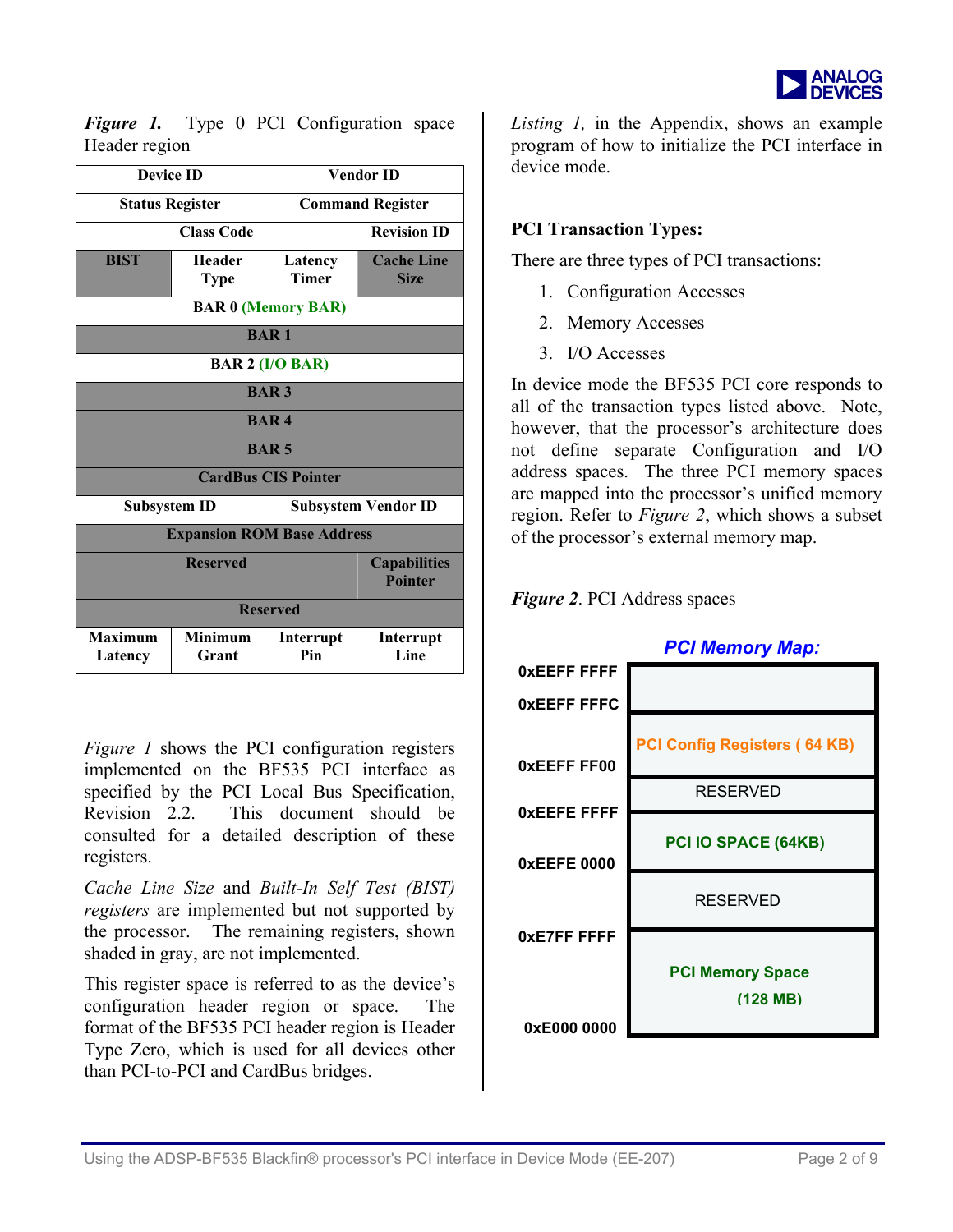*Figure 1.* Type 0 PCI Configuration space Header region

| Device ID | | Vendor ID | |
|---|---|---|---|
| Status Register | | Command Register | |
| Class Code | | | Revision ID |
| BIST | Header Type | Latency Timer | Cache Line Size |
| BAR 0 (Memory BAR) | | | |
| BAR 1 | | | |
| BAR 2 (I/O BAR) | | | |
| BAR 3 | | | |
| BAR 4 | | | |
| BAR 5 | | | |
| CardBus CIS Pointer | | | |
| Subsystem ID | | Subsystem Vendor ID | |
| Expansion ROM Base Address | | | |
| Reserved | | | Capabilities Pointer |
| Reserved | | | |
| Maximum Latency | Minimum Grant | Interrupt Pin | Interrupt Line |

*Figure 1* shows the PCI configuration registers implemented on the BF535 PCI interface as specified by the PCI Local Bus Specification, Revision 2.2. This document should be consulted for a detailed description of these registers.

*Cache Line Size* and *Built-In Self Test (BIST) registers* are implemented but not supported by the processor. The remaining registers, shown shaded in gray, are not implemented.

This register space is referred to as the device's configuration header region or space. The format of the BF535 PCI header region is Header Type Zero, which is used for all devices other than PCI-to-PCI and CardBus bridges.

*Listing 1,* in the Appendix, shows an example program of how to initialize the PCI interface in device mode.

## PCI Transaction Types:

There are three types of PCI transactions:

1. Configuration Accesses
2. Memory Accesses
3. I/O Accesses

In device mode the BF535 PCI core responds to all of the transaction types listed above. Note, however, that the processor's architecture does not define separate Configuration and I/O address spaces. The three PCI memory spaces are mapped into the processor's unified memory region. Refer to *Figure 2*, which shows a subset of the processor's external memory map.

*Figure 2*. PCI Address spaces

**PCI Memory Map:**

| Address | Region |
|---|---|
| 0xEEFF FFFF – 0xEEFF FFFC | |
| 0xEEFF FF00 | PCI Config Registers ( 64 KB) |
| 0xEEFE FFFF | RESERVED |
| 0xEEFE 0000 | PCI IO SPACE (64KB) |
| | RESERVED |
| 0xE7FF FFFF – 0xE000 0000 | PCI Memory Space (128 MB) |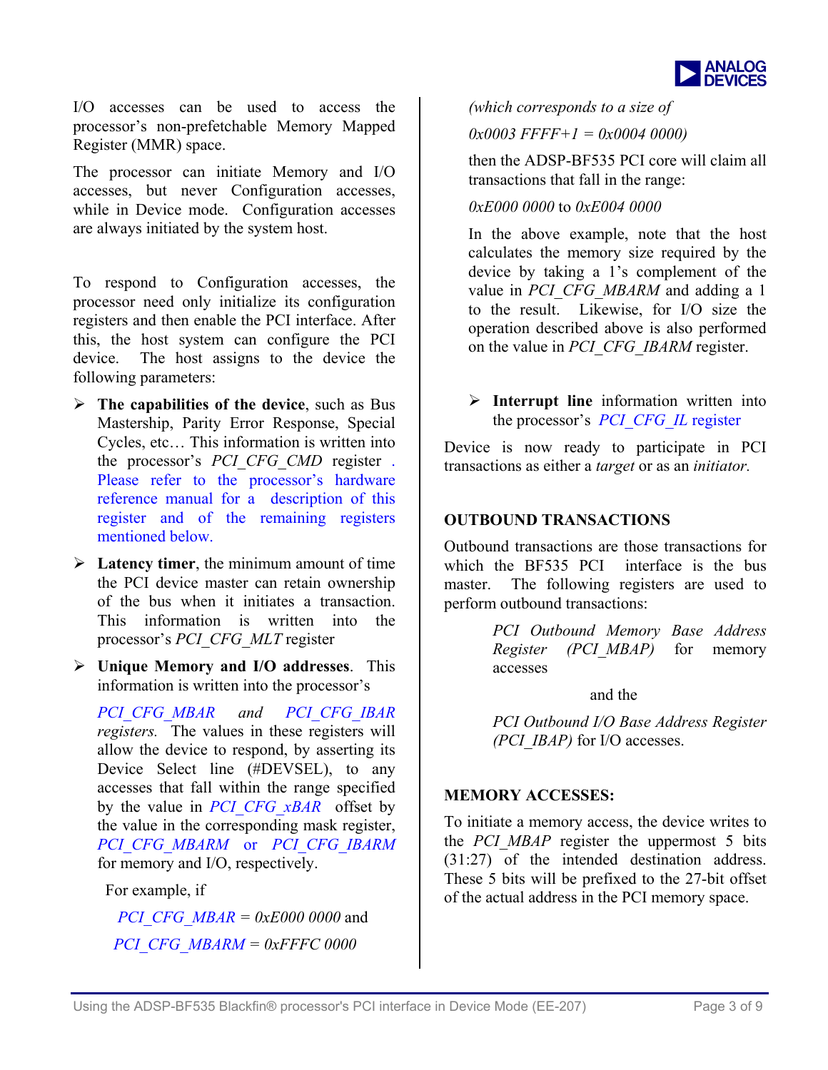I/O accesses can be used to access the processor's non-prefetchable Memory Mapped Register (MMR) space.

The processor can initiate Memory and I/O accesses, but never Configuration accesses, while in Device mode. Configuration accesses are always initiated by the system host.

To respond to Configuration accesses, the processor need only initialize its configuration registers and then enable the PCI interface. After this, the host system can configure the PCI device. The host assigns to the device the following parameters:

- **The capabilities of the device**, such as Bus Mastership, Parity Error Response, Special Cycles, etc… This information is written into the processor's *PCI_CFG_CMD* register . Please refer to the processor's hardware reference manual for a description of this register and of the remaining registers mentioned below.
- **Latency timer**, the minimum amount of time the PCI device master can retain ownership of the bus when it initiates a transaction. This information is written into the processor's *PCI_CFG_MLT* register
- **Unique Memory and I/O addresses**. This information is written into the processor's

  *PCI_CFG_MBAR and PCI_CFG_IBAR registers.* The values in these registers will allow the device to respond, by asserting its Device Select line (#DEVSEL), to any accesses that fall within the range specified by the value in *PCI_CFG_xBAR* offset by the value in the corresponding mask register, *PCI_CFG_MBARM* or *PCI_CFG_IBARM* for memory and I/O, respectively.

  For example, if

  *PCI_CFG_MBAR = 0xE000 0000* and

  *PCI_CFG_MBARM = 0xFFFC 0000*

  *(which corresponds to a size of*

  *0x0003 FFFF+1 = 0x0004 0000)*

  then the ADSP-BF535 PCI core will claim all transactions that fall in the range:

  *0xE000 0000* to *0xE004 0000*

  In the above example, note that the host calculates the memory size required by the device by taking a 1's complement of the value in *PCI_CFG_MBARM* and adding a 1 to the result. Likewise, for I/O size the operation described above is also performed on the value in *PCI_CFG_IBARM* register.

- **Interrupt line** information written into the processor's *PCI_CFG_IL* register

Device is now ready to participate in PCI transactions as either a *target* or as an *initiator.*

## OUTBOUND TRANSACTIONS

Outbound transactions are those transactions for which the BF535 PCI interface is the bus master. The following registers are used to perform outbound transactions:

> *PCI Outbound Memory Base Address Register (PCI_MBAP)* for memory accesses
>
> and the
>
> *PCI Outbound I/O Base Address Register (PCI_IBAP)* for I/O accesses.

## MEMORY ACCESSES:

To initiate a memory access, the device writes to the *PCI_MBAP* register the uppermost 5 bits (31:27) of the intended destination address. These 5 bits will be prefixed to the 27-bit offset of the actual address in the PCI memory space.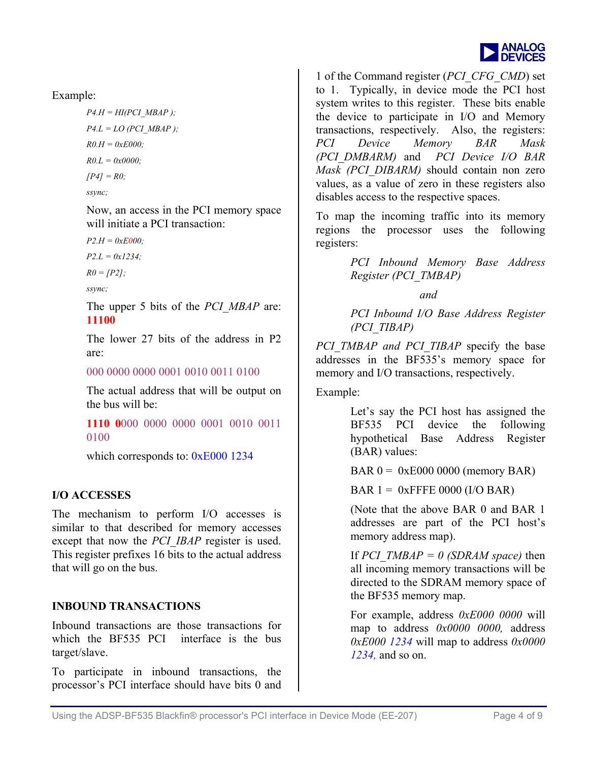Example:

```
P4.H = HI(PCI_MBAP );
P4.L = LO (PCI_MBAP );
R0.H = 0xE000;
R0.L = 0x0000;
[P4] = R0;
ssync;
```

Now, an access in the PCI memory space will initiate a PCI transaction:

```
P2.H = 0xE000;
P2.L = 0x1234;
R0 = [P2];
ssync;
```

The upper 5 bits of the *PCI_MBAP* are: **11100**

The lower 27 bits of the address in P2 are:

000 0000 0000 0001 0010 0011 0100

The actual address that will be output on the bus will be:

**1110 0**000 0000 0000 0001 0010 0011 0100

which corresponds to: 0xE000 1234

## I/O ACCESSES

The mechanism to perform I/O accesses is similar to that described for memory accesses except that now the *PCI_IBAP* register is used. This register prefixes 16 bits to the actual address that will go on the bus.

## INBOUND TRANSACTIONS

Inbound transactions are those transactions for which the BF535 PCI interface is the bus target/slave.

To participate in inbound transactions, the processor's PCI interface should have bits 0 and 1 of the Command register (*PCI_CFG_CMD*) set to 1. Typically, in device mode the PCI host system writes to this register. These bits enable the device to participate in I/O and Memory transactions, respectively. Also, the registers: *PCI Device Memory BAR Mask (PCI_DMBARM)* and *PCI Device I/O BAR Mask (PCI_DIBARM)* should contain non zero values, as a value of zero in these registers also disables access to the respective spaces.

To map the incoming traffic into its memory regions the processor uses the following registers:

*PCI Inbound Memory Base Address Register (PCI_TMBAP)*

*and*

*PCI Inbound I/O Base Address Register (PCI_TIBAP)*

*PCI_TMBAP and PCI_TIBAP* specify the base addresses in the BF535's memory space for memory and I/O transactions, respectively.

Example:

Let's say the PCI host has assigned the BF535 PCI device the following hypothetical Base Address Register (BAR) values:

BAR 0 = 0xE000 0000 (memory BAR)

BAR 1 = 0xFFFE 0000 (I/O BAR)

(Note that the above BAR 0 and BAR 1 addresses are part of the PCI host's memory address map).

If *PCI_TMBAP = 0 (SDRAM space)* then all incoming memory transactions will be directed to the SDRAM memory space of the BF535 memory map.

For example, address *0xE000 0000* will map to address *0x0000 0000,* address *0xE000 1234* will map to address *0x0000 1234,* and so on.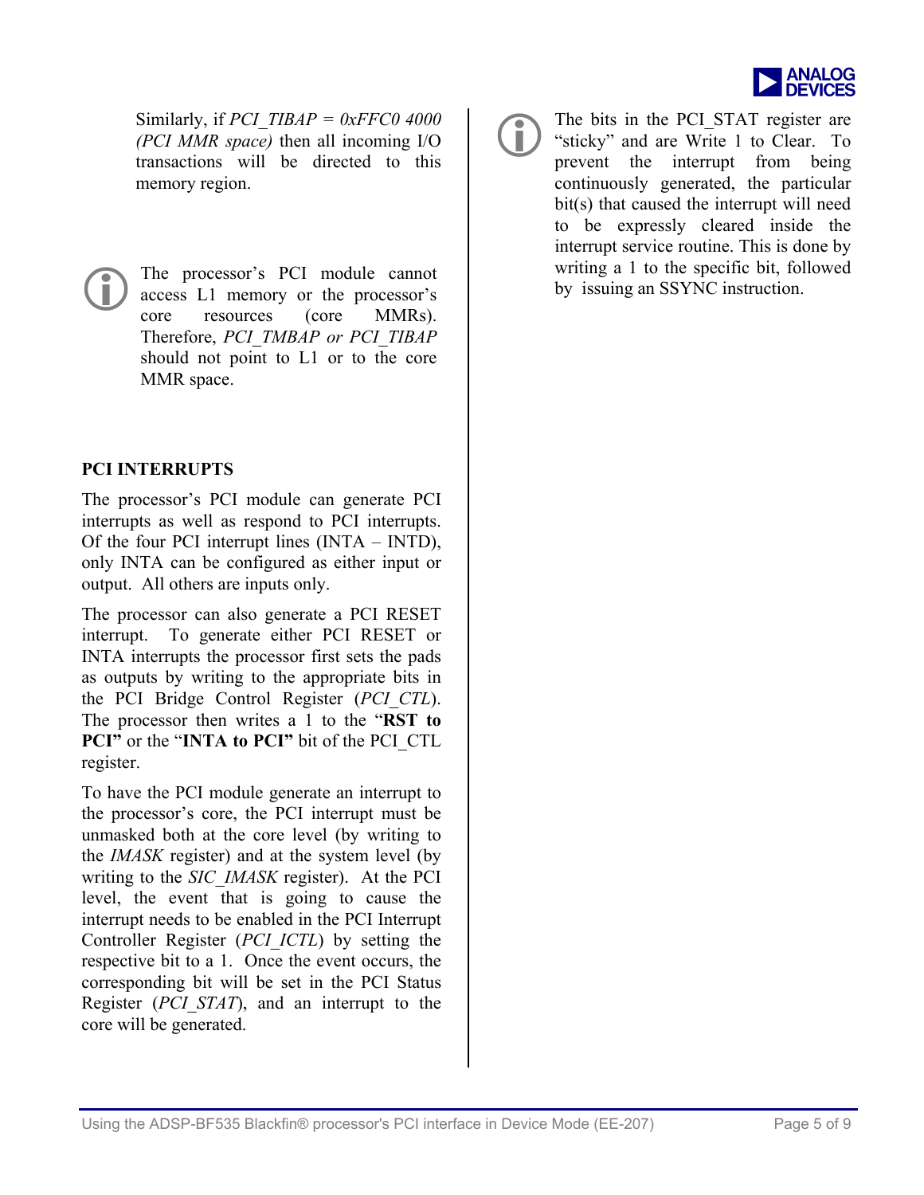Similarly, if *PCI_TIBAP = 0xFFC0 4000 (PCI MMR space)* then all incoming I/O transactions will be directed to this memory region.

> The processor's PCI module cannot access L1 memory or the processor's core resources (core MMRs). Therefore, *PCI_TMBAP or PCI_TIBAP* should not point to L1 or to the core MMR space.

**PCI INTERRUPTS**

The processor's PCI module can generate PCI interrupts as well as respond to PCI interrupts. Of the four PCI interrupt lines (INTA – INTD), only INTA can be configured as either input or output. All others are inputs only.

The processor can also generate a PCI RESET interrupt. To generate either PCI RESET or INTA interrupts the processor first sets the pads as outputs by writing to the appropriate bits in the PCI Bridge Control Register (*PCI_CTL*). The processor then writes a 1 to the "**RST to PCI"** or the "**INTA to PCI"** bit of the PCI_CTL register.

To have the PCI module generate an interrupt to the processor's core, the PCI interrupt must be unmasked both at the core level (by writing to the *IMASK* register) and at the system level (by writing to the *SIC_IMASK* register). At the PCI level, the event that is going to cause the interrupt needs to be enabled in the PCI Interrupt Controller Register (*PCI_ICTL*) by setting the respective bit to a 1. Once the event occurs, the corresponding bit will be set in the PCI Status Register (*PCI_STAT*), and an interrupt to the core will be generated.

> The bits in the PCI_STAT register are "sticky" and are Write 1 to Clear. To prevent the interrupt from being continuously generated, the particular bit(s) that caused the interrupt will need to be expressly cleared inside the interrupt service routine. This is done by writing a 1 to the specific bit, followed by issuing an SSYNC instruction.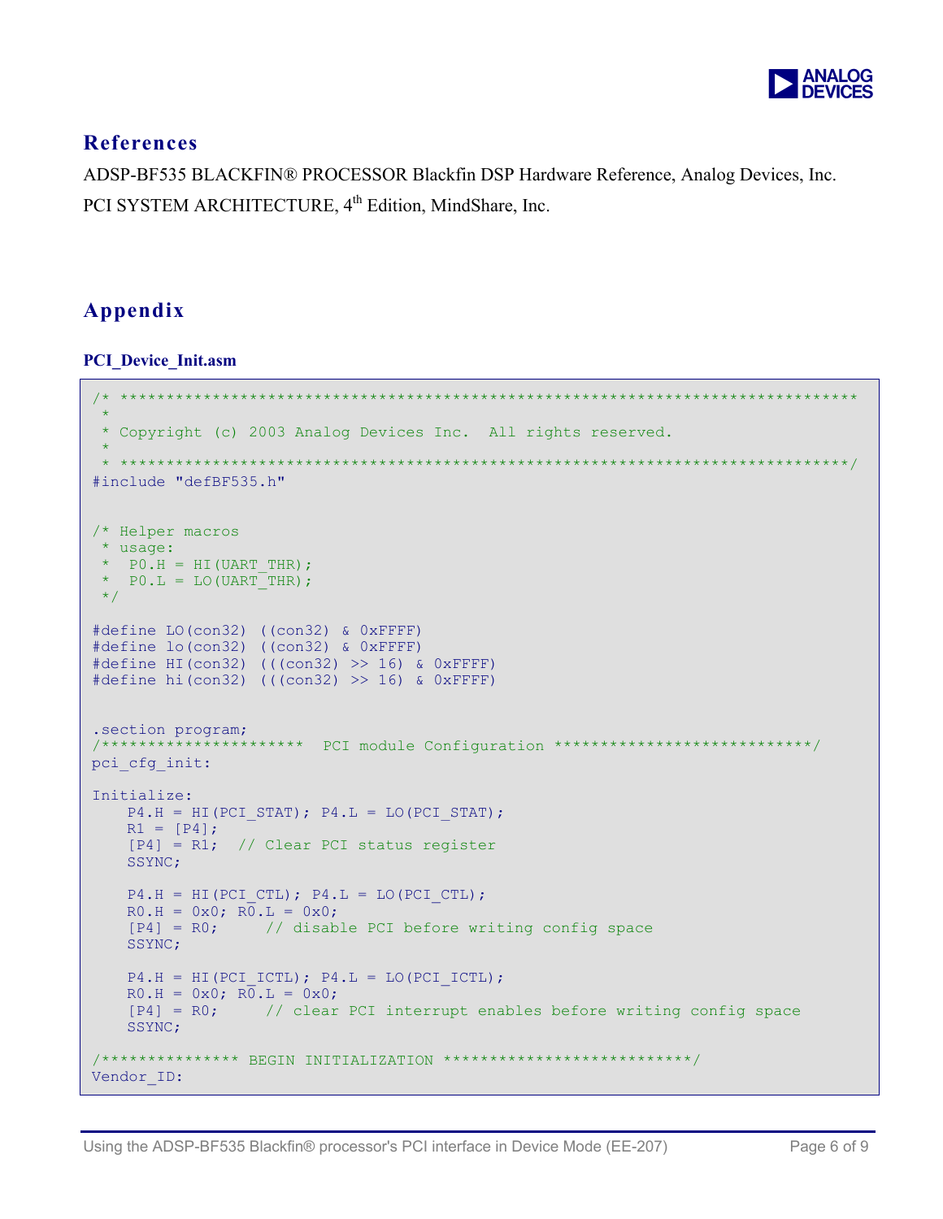## References

ADSP-BF535 BLACKFIN® PROCESSOR Blackfin DSP Hardware Reference, Analog Devices, Inc.

PCI SYSTEM ARCHITECTURE, 4th Edition, MindShare, Inc.

## Appendix

**PCI_Device_Init.asm**

```
/* ******************************************************************************
 *
 * Copyright (c) 2003 Analog Devices Inc.  All rights reserved.
 *
 * *****************************************************************************/
#include "defBF535.h"


/* Helper macros
 * usage:
 *  P0.H = HI(UART_THR);
 *  P0.L = LO(UART_THR);
 */

#define LO(con32) ((con32) & 0xFFFF)
#define lo(con32) ((con32) & 0xFFFF)
#define HI(con32) (((con32) >> 16) & 0xFFFF)
#define hi(con32) (((con32) >> 16) & 0xFFFF)


.section program;
/**********************  PCI module Configuration ***************************/
pci_cfg_init:

Initialize:
    P4.H = HI(PCI_STAT); P4.L = LO(PCI_STAT);
    R1 = [P4];
    [P4] = R1;  // Clear PCI status register
    SSYNC;

    P4.H = HI(PCI_CTL); P4.L = LO(PCI_CTL);
    R0.H = 0x0; R0.L = 0x0;
    [P4] = R0;     // disable PCI before writing config space
    SSYNC;

    P4.H = HI(PCI_ICTL); P4.L = LO(PCI_ICTL);
    R0.H = 0x0; R0.L = 0x0;
    [P4] = R0;     // clear PCI interrupt enables before writing config space
    SSYNC;

/************** BEGIN INITIALIZATION **************************/
Vendor_ID:
```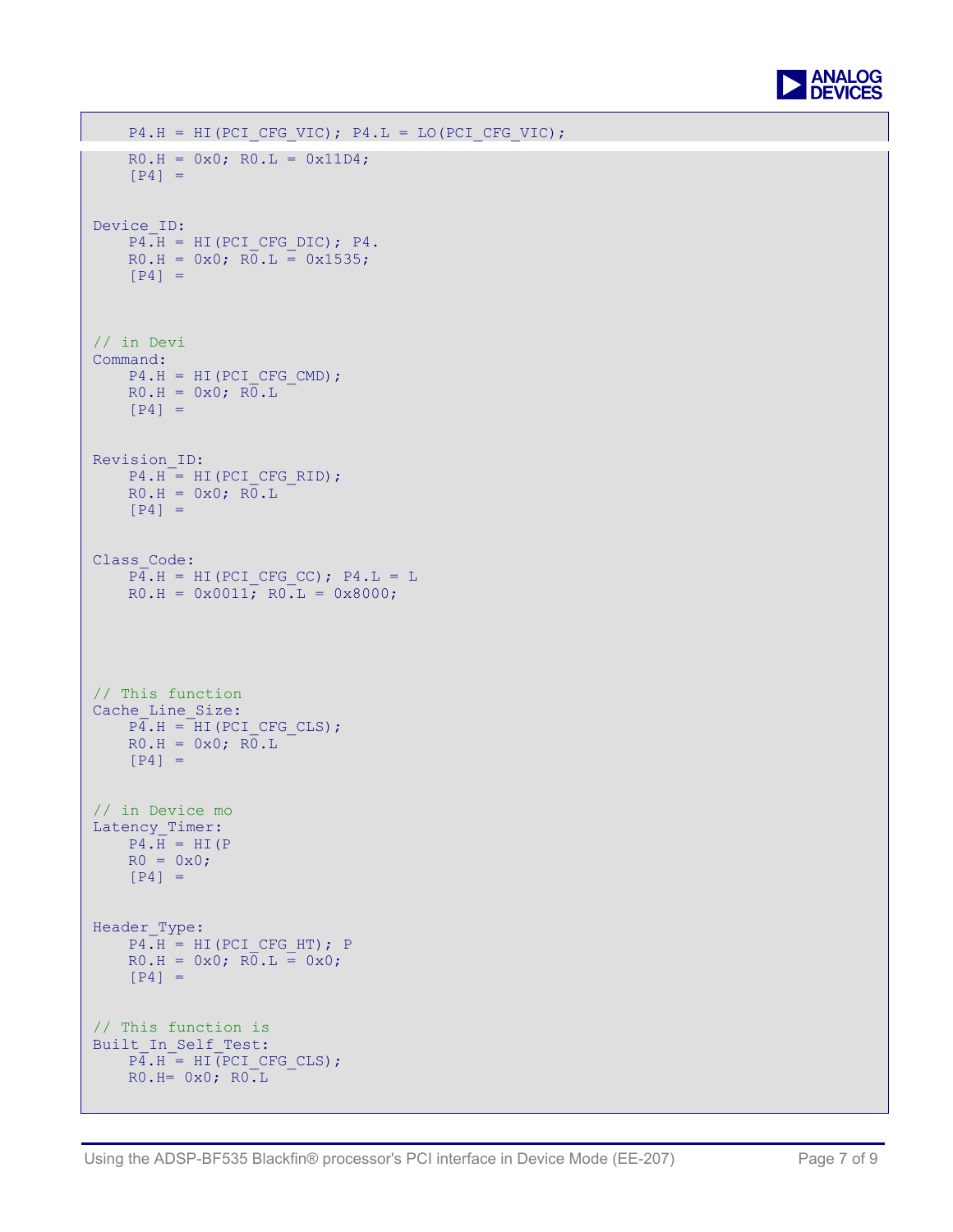```
    P4.H = HI(PCI_CFG_VIC); P4.L = LO(PCI_CFG_VIC);
    R0.H = 0x0; R0.L = 0x11D4;
    [P4] =

Device_ID:
    P4.H = HI(PCI_CFG_DIC); P4.
    R0.H = 0x0; R0.L = 0x1535;
    [P4] =


// in Devi
Command:
    P4.H = HI(PCI_CFG_CMD);
    R0.H = 0x0; R0.L
    [P4] =


Revision_ID:
    P4.H = HI(PCI_CFG_RID);
    R0.H = 0x0; R0.L
    [P4] =


Class_Code:
    P4.H = HI(PCI_CFG_CC); P4.L = L
    R0.H = 0x0011; R0.L = 0x8000;




// This function
Cache_Line_Size:
    P4.H = HI(PCI_CFG_CLS);
    R0.H = 0x0; R0.L
    [P4] =


// in Device mo
Latency_Timer:
    P4.H = HI(P
    R0 = 0x0;
    [P4] =


Header_Type:
    P4.H = HI(PCI_CFG_HT); P
    R0.H = 0x0; R0.L = 0x0;
    [P4] =


// This function is
Built_In_Self_Test:
    P4.H = HI(PCI_CFG_CLS);
    R0.H= 0x0; R0.L
```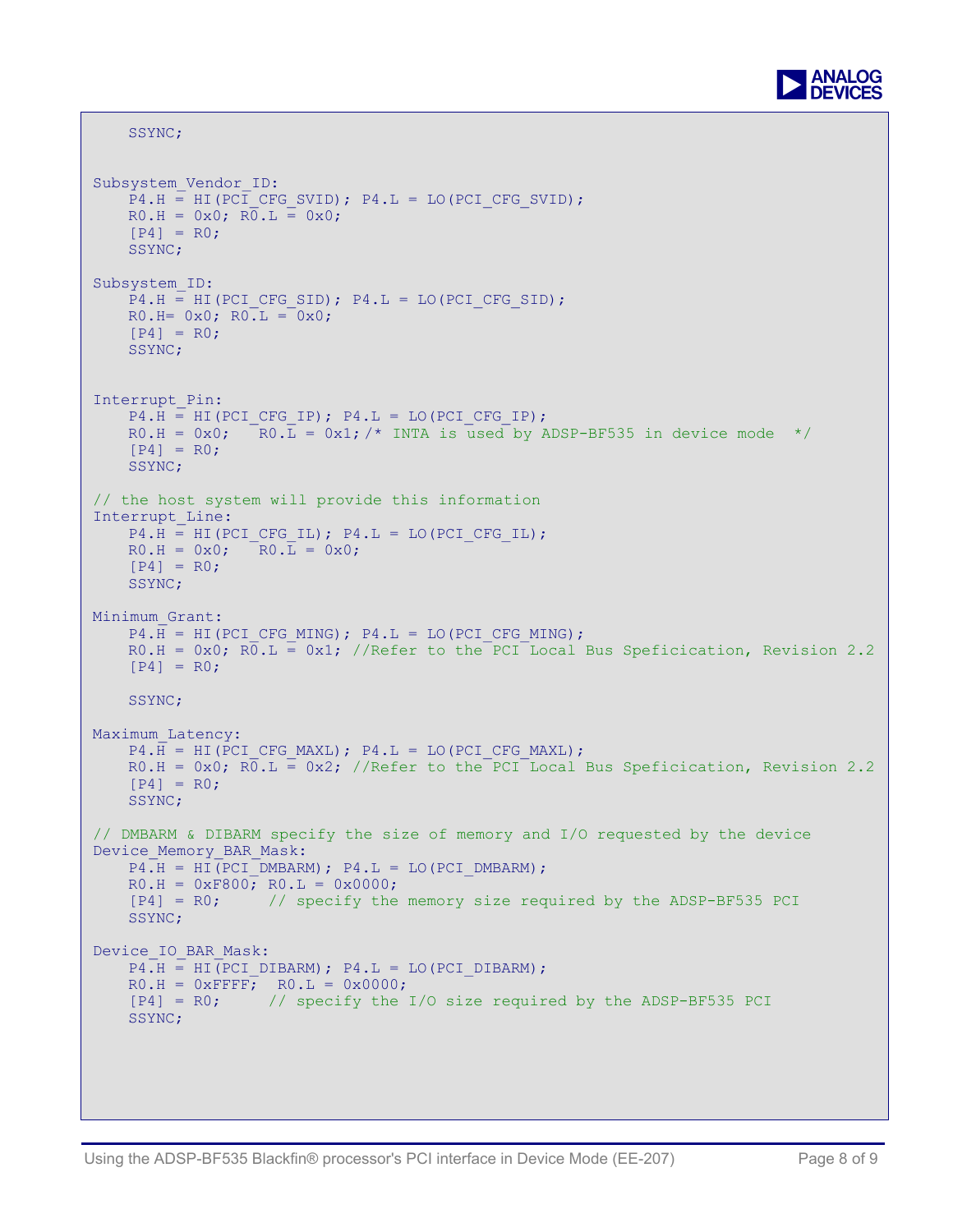```
    SSYNC;


Subsystem_Vendor_ID:
    P4.H = HI(PCI_CFG_SVID); P4.L = LO(PCI_CFG_SVID);
    R0.H = 0x0; R0.L = 0x0;
    [P4] = R0;
    SSYNC;

Subsystem_ID:
    P4.H = HI(PCI_CFG_SID); P4.L = LO(PCI_CFG_SID);
    R0.H= 0x0; R0.L = 0x0;
    [P4] = R0;
    SSYNC;


Interrupt_Pin:
    P4.H = HI(PCI_CFG_IP); P4.L = LO(PCI_CFG_IP);
    R0.H = 0x0;   R0.L = 0x1;/* INTA is used by ADSP-BF535 in device mode  */
    [P4] = R0;
    SSYNC;

// the host system will provide this information
Interrupt_Line:
    P4.H = HI(PCI_CFG_IL); P4.L = LO(PCI_CFG_IL);
    R0.H = 0x0;   R0.L = 0x0;
    [P4] = R0;
    SSYNC;

Minimum_Grant:
    P4.H = HI(PCI_CFG_MING); P4.L = LO(PCI_CFG_MING);
    R0.H = 0x0; R0.L = 0x1; //Refer to the PCI Local Bus Speficication, Revision 2.2
    [P4] = R0;

    SSYNC;

Maximum_Latency:
    P4.H = HI(PCI_CFG_MAXL); P4.L = LO(PCI_CFG_MAXL);
    R0.H = 0x0; R0.L = 0x2; //Refer to the PCI Local Bus Speficication, Revision 2.2
    [P4] = R0;
    SSYNC;

// DMBARM & DIBARM specify the size of memory and I/O requested by the device
Device_Memory_BAR_Mask:
    P4.H = HI(PCI_DMBARM); P4.L = LO(PCI_DMBARM);
    R0.H = 0xF800; R0.L = 0x0000;
    [P4] = R0;     // specify the memory size required by the ADSP-BF535 PCI
    SSYNC;

Device_IO_BAR_Mask:
    P4.H = HI(PCI_DIBARM); P4.L = LO(PCI_DIBARM);
    R0.H = 0xFFFF;  R0.L = 0x0000;
    [P4] = R0;     // specify the I/O size required by the ADSP-BF535 PCI
    SSYNC;
```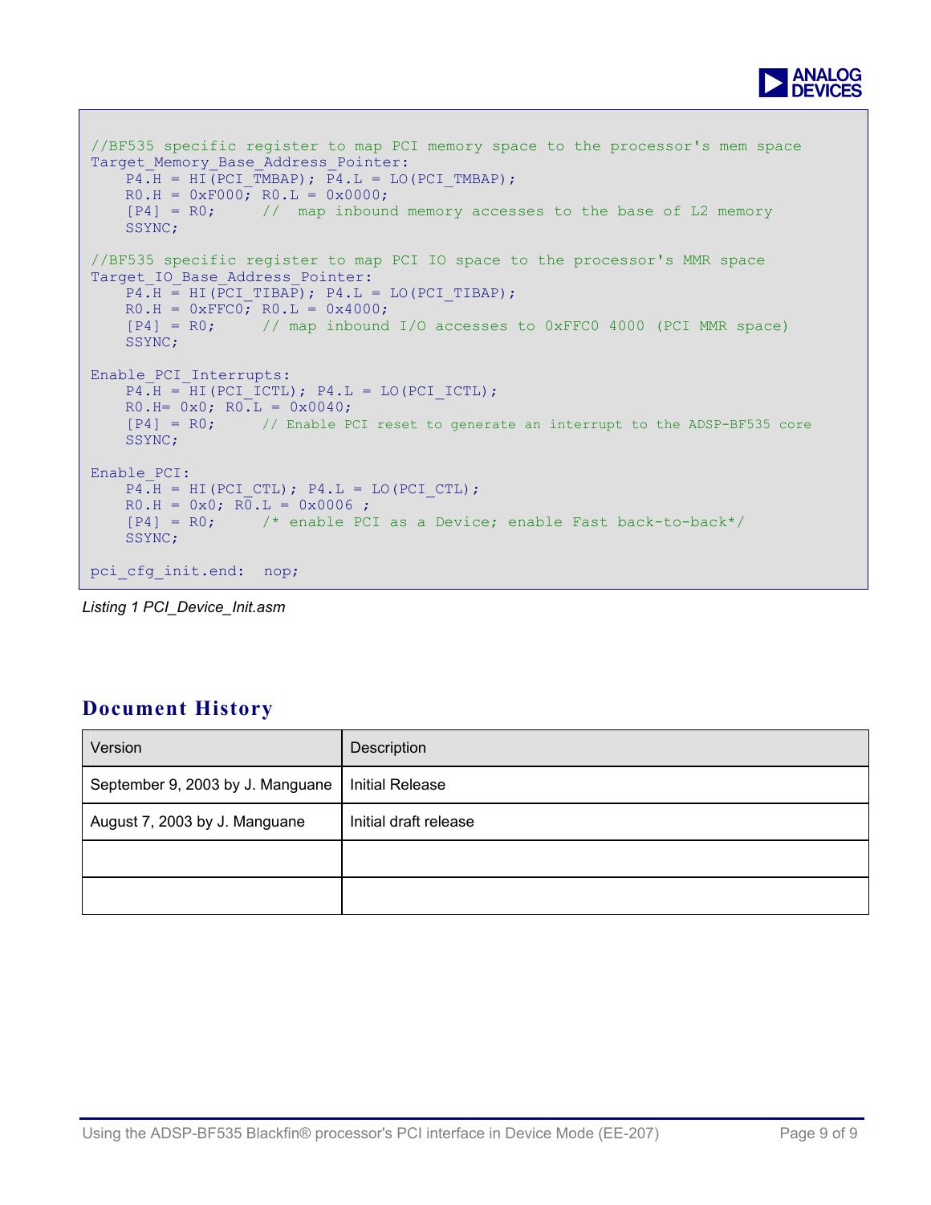```
//BF535 specific register to map PCI memory space to the processor's mem space
Target_Memory_Base_Address_Pointer:
    P4.H = HI(PCI_TMBAP); P4.L = LO(PCI_TMBAP);
    R0.H = 0xF000; R0.L = 0x0000;
    [P4] = R0;      //  map inbound memory accesses to the base of L2 memory
    SSYNC;

//BF535 specific register to map PCI IO space to the processor's MMR space
Target_IO_Base_Address_Pointer:
    P4.H = HI(PCI_TIBAP); P4.L = LO(PCI_TIBAP);
    R0.H = 0xFFC0; R0.L = 0x4000;
    [P4] = R0;      // map inbound I/O accesses to 0xFFC0 4000 (PCI MMR space)
    SSYNC;

Enable_PCI_Interrupts:
    P4.H = HI(PCI_ICTL); P4.L = LO(PCI_ICTL);
    R0.H= 0x0; R0.L = 0x0040;
    [P4] = R0;      // Enable PCI reset to generate an interrupt to the ADSP-BF535 core
    SSYNC;

Enable_PCI:
    P4.H = HI(PCI_CTL); P4.L = LO(PCI_CTL);
    R0.H = 0x0; R0.L = 0x0006 ;
    [P4] = R0;      /* enable PCI as a Device; enable Fast back-to-back*/
    SSYNC;

pci_cfg_init.end:  nop;
```

*Listing 1 PCI_Device_Init.asm*

## Document History

| Version | Description |
| --- | --- |
| September 9, 2003 by J. Manguane | Initial Release |
| August 7, 2003 by J. Manguane | Initial draft release |
| | |
| | |